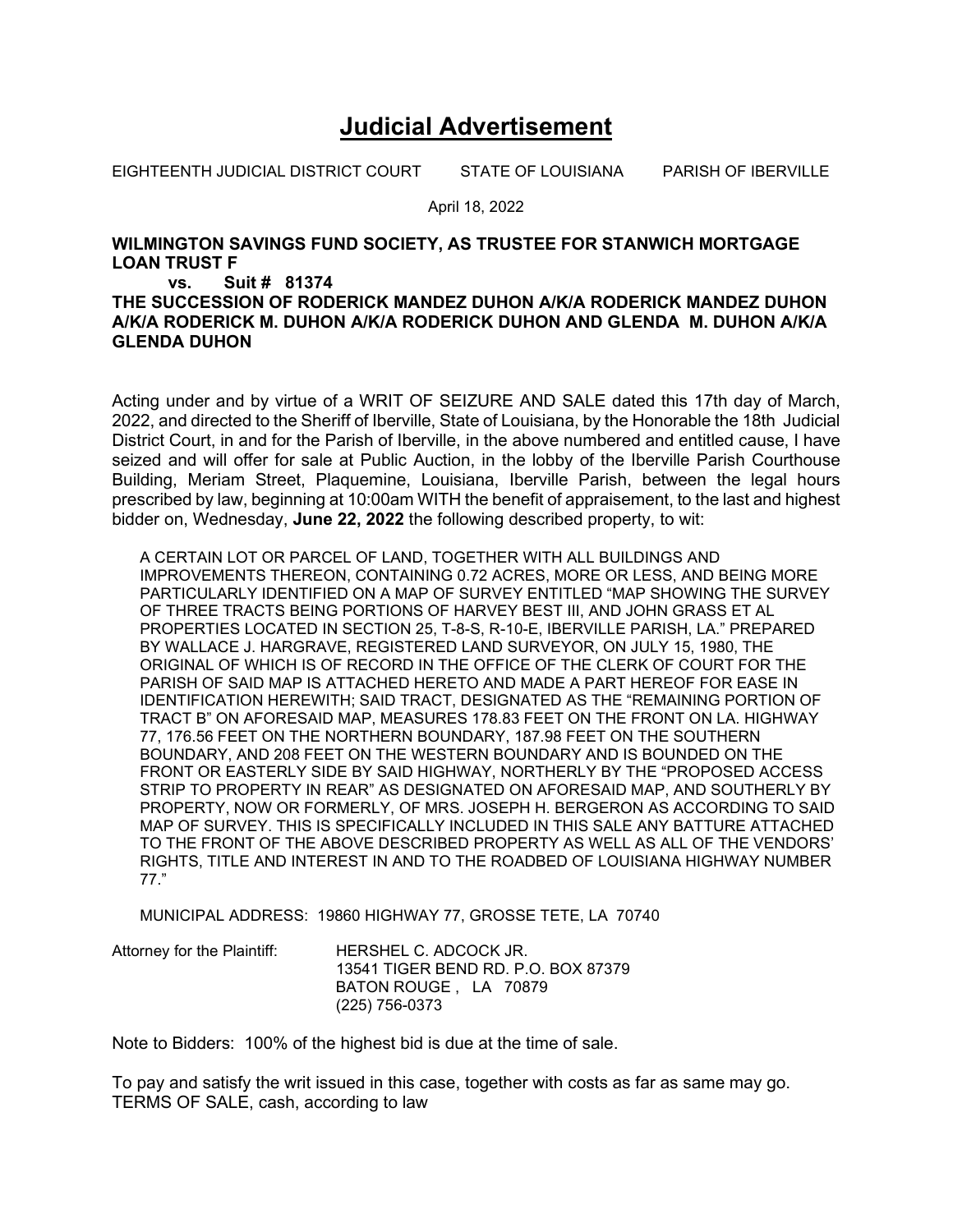# Judicial Advertisement

EIGHTEENTH JUDICIAL DISTRICT COURT STATE OF LOUISIANA PARISH OF IBERVILLE

April 18, 2022

**WILMINGTON SAVINGS FUND SOCIETY, AS TRUSTEE FOR STANWICH MORTGAGE LOAN TRUST F**

**vs. Suit # 81374**

**THE SUCCESSION OF RODERICK MANDEZ DUHON A/K/A RODERICK MANDEZ DUHON A/K/A RODERICK M. DUHON A/K/A RODERICK DUHON AND GLENDA M. DUHON A/K/A GLENDA DUHON**

Acting under and by virtue of a WRIT OF SEIZURE AND SALE dated this 17th day of March, 2022, and directed to the Sheriff of Iberville, State of Louisiana, by the Honorable the 18th Judicial District Court, in and for the Parish of Iberville, in the above numbered and entitled cause, I have seized and will offer for sale at Public Auction, in the lobby of the Iberville Parish Courthouse Building, Meriam Street, Plaquemine, Louisiana, Iberville Parish, between the legal hours prescribed by law, beginning at 10:00am WITH the benefit of appraisement, to the last and highest bidder on, Wednesday, **June 22, 2022** the following described property, to wit:

A CERTAIN LOT OR PARCEL OF LAND, TOGETHER WITH ALL BUILDINGS AND IMPROVEMENTS THEREON, CONTAINING 0.72 ACRES, MORE OR LESS, AND BEING MORE PARTICULARLY IDENTIFIED ON A MAP OF SURVEY ENTITLED "MAP SHOWING THE SURVEY OF THREE TRACTS BEING PORTIONS OF HARVEY BEST III, AND JOHN GRASS ET AL PROPERTIES LOCATED IN SECTION 25, T-8-S, R-10-E, IBERVILLE PARISH, LA." PREPARED BY WALLACE J. HARGRAVE, REGISTERED LAND SURVEYOR, ON JULY 15, 1980, THE ORIGINAL OF WHICH IS OF RECORD IN THE OFFICE OF THE CLERK OF COURT FOR THE PARISH OF SAID MAP IS ATTACHED HERETO AND MADE A PART HEREOF FOR EASE IN IDENTIFICATION HEREWITH; SAID TRACT, DESIGNATED AS THE "REMAINING PORTION OF TRACT B" ON AFORESAID MAP, MEASURES 178.83 FEET ON THE FRONT ON LA. HIGHWAY 77, 176.56 FEET ON THE NORTHERN BOUNDARY, 187.98 FEET ON THE SOUTHERN BOUNDARY, AND 208 FEET ON THE WESTERN BOUNDARY AND IS BOUNDED ON THE FRONT OR EASTERLY SIDE BY SAID HIGHWAY, NORTHERLY BY THE "PROPOSED ACCESS STRIP TO PROPERTY IN REAR" AS DESIGNATED ON AFORESAID MAP, AND SOUTHERLY BY PROPERTY, NOW OR FORMERLY, OF MRS. JOSEPH H. BERGERON AS ACCORDING TO SAID MAP OF SURVEY. THIS IS SPECIFICALLY INCLUDED IN THIS SALE ANY BATTURE ATTACHED TO THE FRONT OF THE ABOVE DESCRIBED PROPERTY AS WELL AS ALL OF THE VENDORS' RIGHTS, TITLE AND INTEREST IN AND TO THE ROADBED OF LOUISIANA HIGHWAY NUMBER 77."

MUNICIPAL ADDRESS: 19860 HIGHWAY 77, GROSSE TETE, LA 70740

Attorney for the Plaintiff: HERSHEL C. ADCOCK JR.
13541 TIGER BEND RD. P.O. BOX 87379
BATON ROUGE , LA 70879
(225) 756-0373

Note to Bidders: 100% of the highest bid is due at the time of sale.

To pay and satisfy the writ issued in this case, together with costs as far as same may go.
TERMS OF SALE, cash, according to law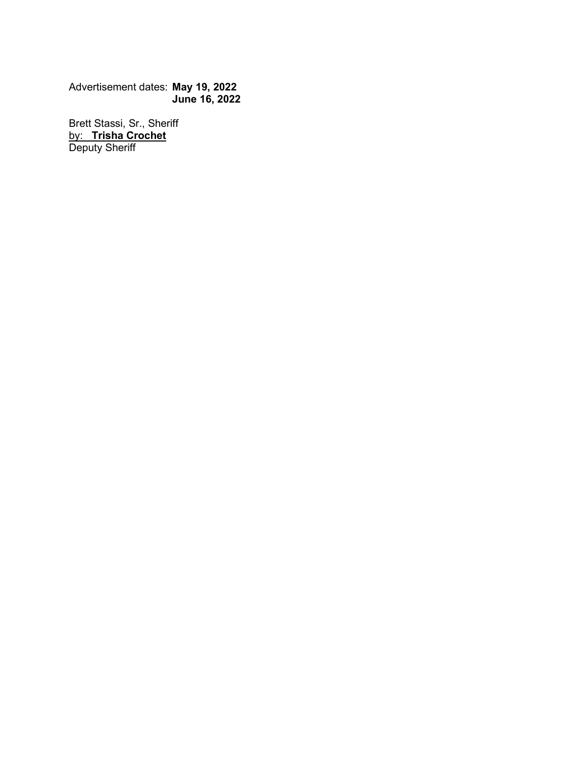Advertisement dates: **May 19, 2022**
**June 16, 2022**

Brett Stassi, Sr., Sheriff
by: **Trisha Crochet**
Deputy Sheriff